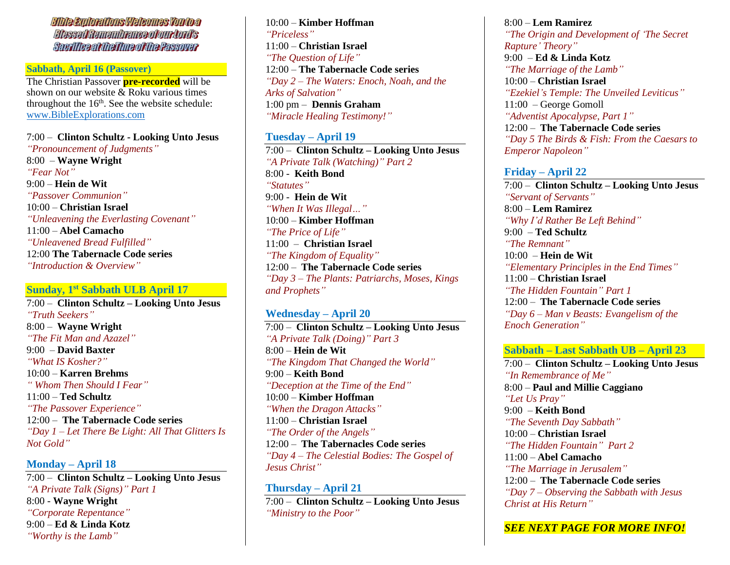# Bible Explorations Welcomes You to a Blessed Remembrance of our Lord's Sacrifice at the Time of the Passover

## Sabbath, April 16 (Passover)

The Christian Passover **pre-recorded** will be shown on our website & Roku various times throughout the 16th. See the website schedule: www.BibleExplorations.com

7:00 – **Clinton Schultz - Looking Unto Jesus**
*"Pronouncement of Judgments"*
8:00 – **Wayne Wright**
*"Fear Not"*
9:00 – **Hein de Wit**
*"Passover Communion"*
10:00 – **Christian Israel**
*"Unleavening the Everlasting Covenant"*
11:00 – **Abel Camacho**
*"Unleavened Bread Fulfilled"*
12:00 **The Tabernacle Code series**
*"Introduction & Overview"*

## Sunday, 1st Sabbath ULB April 17

7:00 – **Clinton Schultz – Looking Unto Jesus**
*"Truth Seekers"*
8:00 – **Wayne Wright**
*"The Fit Man and Azazel"*
9:00 – **David Baxter**
*"What IS Kosher?"*
10:00 – **Karren Brehms**
*" Whom Then Should I Fear"*
11:00 – **Ted Schultz**
*"The Passover Experience"*
12:00 – **The Tabernacle Code series**
*"Day 1 – Let There Be Light: All That Glitters Is Not Gold"*

## Monday – April 18

7:00 – **Clinton Schultz – Looking Unto Jesus**
*"A Private Talk (Signs)" Part 1*
8:00 - **Wayne Wright**
*"Corporate Repentance"*
9:00 – **Ed & Linda Kotz**
*"Worthy is the Lamb"*
10:00 – **Kimber Hoffman**
*"Priceless"*
11:00 – **Christian Israel**
*"The Question of Life"*
12:00 – **The Tabernacle Code series**
*"Day 2 – The Waters: Enoch, Noah, and the Arks of Salvation"*
1:00 pm – **Dennis Graham**
*"Miracle Healing Testimony!"*

## Tuesday – April 19

7:00 – **Clinton Schultz – Looking Unto Jesus**
*"A Private Talk (Watching)" Part 2*
8:00 - **Keith Bond**
*"Statutes"*
9:00 - **Hein de Wit**
*"When It Was Illegal…"*
10:00 – **Kimber Hoffman**
*"The Price of Life"*
11:00 – **Christian Israel**
*"The Kingdom of Equality"*
12:00 – **The Tabernacle Code series**
*"Day 3 – The Plants: Patriarchs, Moses, Kings and Prophets"*

## Wednesday – April 20

7:00 – **Clinton Schultz – Looking Unto Jesus**
*"A Private Talk (Doing)" Part 3*
8:00 – **Hein de Wit**
*"The Kingdom That Changed the World"*
9:00 – **Keith Bond**
*"Deception at the Time of the End"*
10:00 – **Kimber Hoffman**
*"When the Dragon Attacks"*
11:00 – **Christian Israel**
*"The Order of the Angels"*
12:00 – **The Tabernacles Code series**
*"Day 4 – The Celestial Bodies: The Gospel of Jesus Christ"*

## Thursday – April 21

7:00 – **Clinton Schultz – Looking Unto Jesus**
*"Ministry to the Poor"*
8:00 – **Lem Ramirez**
*"The Origin and Development of 'The Secret Rapture' Theory"*
9:00 – **Ed & Linda Kotz**
*"The Marriage of the Lamb"*
10:00 – **Christian Israel**
*"Ezekiel's Temple: The Unveiled Leviticus"*
11:00 – George Gomoll
*"Adventist Apocalypse, Part 1"*
12:00 – **The Tabernacle Code series**
*"Day 5 The Birds & Fish: From the Caesars to Emperor Napoleon"*

## Friday – April 22

7:00 – **Clinton Schultz – Looking Unto Jesus**
*"Servant of Servants"*
8:00 – **Lem Ramirez**
*"Why I'd Rather Be Left Behind"*
9:00 – **Ted Schultz**
*"The Remnant"*
10:00 – **Hein de Wit**
*"Elementary Principles in the End Times"*
11:00 – **Christian Israel**
*"The Hidden Fountain" Part 1*
12:00 – **The Tabernacle Code series**
*"Day 6 – Man v Beasts: Evangelism of the Enoch Generation"*

## Sabbath – Last Sabbath UB – April 23

7:00 – **Clinton Schultz – Looking Unto Jesus**
*"In Remembrance of Me"*
8:00 – **Paul and Millie Caggiano**
*"Let Us Pray"*
9:00 – **Keith Bond**
*"The Seventh Day Sabbath"*
10:00 – **Christian Israel**
*"The Hidden Fountain" Part 2*
11:00 – **Abel Camacho**
*"The Marriage in Jerusalem"*
12:00 – **The Tabernacle Code series**
*"Day 7 – Observing the Sabbath with Jesus Christ at His Return"*

***SEE NEXT PAGE FOR MORE INFO!***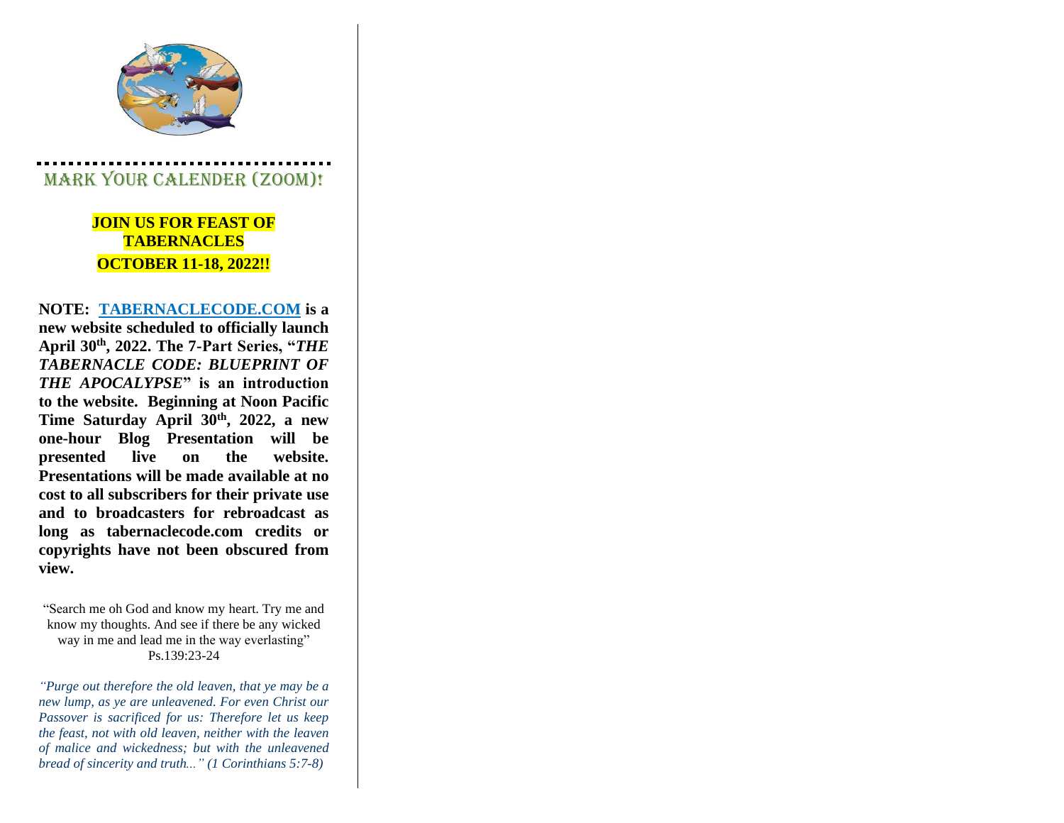## MARK YOUR CALENDER (ZOOM)!

**JOIN US FOR FEAST OF TABERNACLES**

**OCTOBER 11-18, 2022!!**

**NOTE: TABERNACLECODE.COM is a new website scheduled to officially launch April 30th, 2022. The 7-Part Series, "*THE TABERNACLE CODE: BLUEPRINT OF THE APOCALYPSE*" is an introduction to the website. Beginning at Noon Pacific Time Saturday April 30th, 2022, a new one-hour Blog Presentation will be presented live on the website. Presentations will be made available at no cost to all subscribers for their private use and to broadcasters for rebroadcast as long as tabernaclecode.com credits or copyrights have not been obscured from view.**

"Search me oh God and know my heart. Try me and know my thoughts. And see if there be any wicked way in me and lead me in the way everlasting" Ps.139:23-24

*"Purge out therefore the old leaven, that ye may be a new lump, as ye are unleavened. For even Christ our Passover is sacrificed for us: Therefore let us keep the feast, not with old leaven, neither with the leaven of malice and wickedness; but with the unleavened bread of sincerity and truth..." (1 Corinthians 5:7-8)*